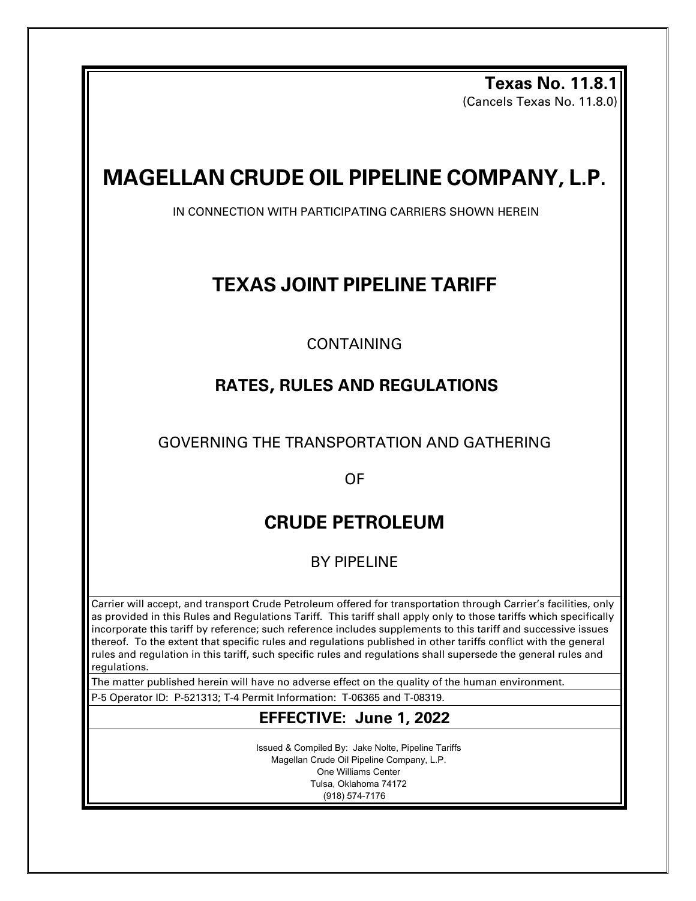**Texas No. 11.8.1**
(Cancels Texas No. 11.8.0)

# MAGELLAN CRUDE OIL PIPELINE COMPANY, L.P.

IN CONNECTION WITH PARTICIPATING CARRIERS SHOWN HEREIN

## TEXAS JOINT PIPELINE TARIFF

CONTAINING

### RATES, RULES AND REGULATIONS

GOVERNING THE TRANSPORTATION AND GATHERING

OF

## CRUDE PETROLEUM

BY PIPELINE

Carrier will accept, and transport Crude Petroleum offered for transportation through Carrier's facilities, only as provided in this Rules and Regulations Tariff. This tariff shall apply only to those tariffs which specifically incorporate this tariff by reference; such reference includes supplements to this tariff and successive issues thereof. To the extent that specific rules and regulations published in other tariffs conflict with the general rules and regulation in this tariff, such specific rules and regulations shall supersede the general rules and regulations.

The matter published herein will have no adverse effect on the quality of the human environment.

P-5 Operator ID: P-521313; T-4 Permit Information: T-06365 and T-08319.

**EFFECTIVE: June 1, 2022**

Issued & Compiled By: Jake Nolte, Pipeline Tariffs
Magellan Crude Oil Pipeline Company, L.P.
One Williams Center
Tulsa, Oklahoma 74172
(918) 574-7176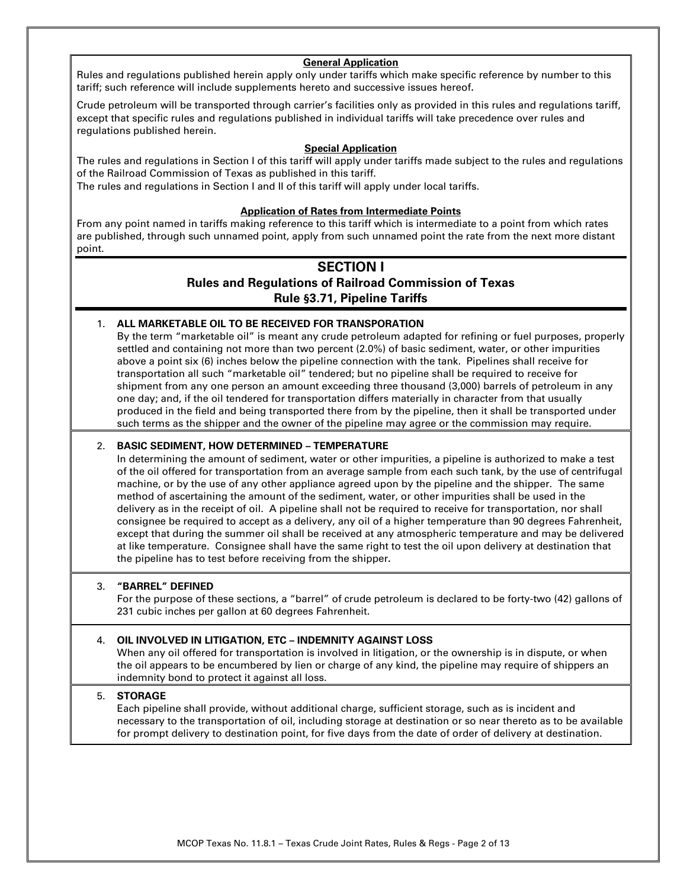**General Application**

Rules and regulations published herein apply only under tariffs which make specific reference by number to this tariff; such reference will include supplements hereto and successive issues hereof.

Crude petroleum will be transported through carrier's facilities only as provided in this rules and regulations tariff, except that specific rules and regulations published in individual tariffs will take precedence over rules and regulations published herein.

**Special Application**

The rules and regulations in Section I of this tariff will apply under tariffs made subject to the rules and regulations of the Railroad Commission of Texas as published in this tariff.
The rules and regulations in Section I and II of this tariff will apply under local tariffs.

**Application of Rates from Intermediate Points**

From any point named in tariffs making reference to this tariff which is intermediate to a point from which rates are published, through such unnamed point, apply from such unnamed point the rate from the next more distant point.

# SECTION I

## Rules and Regulations of Railroad Commission of Texas
## Rule §3.71, Pipeline Tariffs

1. **ALL MARKETABLE OIL TO BE RECEIVED FOR TRANSPORATION**
   By the term "marketable oil" is meant any crude petroleum adapted for refining or fuel purposes, properly settled and containing not more than two percent (2.0%) of basic sediment, water, or other impurities above a point six (6) inches below the pipeline connection with the tank. Pipelines shall receive for transportation all such "marketable oil" tendered; but no pipeline shall be required to receive for shipment from any one person an amount exceeding three thousand (3,000) barrels of petroleum in any one day; and, if the oil tendered for transportation differs materially in character from that usually produced in the field and being transported there from by the pipeline, then it shall be transported under such terms as the shipper and the owner of the pipeline may agree or the commission may require.

2. **BASIC SEDIMENT, HOW DETERMINED – TEMPERATURE**
   In determining the amount of sediment, water or other impurities, a pipeline is authorized to make a test of the oil offered for transportation from an average sample from each such tank, by the use of centrifugal machine, or by the use of any other appliance agreed upon by the pipeline and the shipper. The same method of ascertaining the amount of the sediment, water, or other impurities shall be used in the delivery as in the receipt of oil. A pipeline shall not be required to receive for transportation, nor shall consignee be required to accept as a delivery, any oil of a higher temperature than 90 degrees Fahrenheit, except that during the summer oil shall be received at any atmospheric temperature and may be delivered at like temperature. Consignee shall have the same right to test the oil upon delivery at destination that the pipeline has to test before receiving from the shipper.

3. **"BARREL" DEFINED**
   For the purpose of these sections, a "barrel" of crude petroleum is declared to be forty-two (42) gallons of 231 cubic inches per gallon at 60 degrees Fahrenheit.

4. **OIL INVOLVED IN LITIGATION, ETC – INDEMNITY AGAINST LOSS**
   When any oil offered for transportation is involved in litigation, or the ownership is in dispute, or when the oil appears to be encumbered by lien or charge of any kind, the pipeline may require of shippers an indemnity bond to protect it against all loss.

5. **STORAGE**
   Each pipeline shall provide, without additional charge, sufficient storage, such as is incident and necessary to the transportation of oil, including storage at destination or so near thereto as to be available for prompt delivery to destination point, for five days from the date of order of delivery at destination.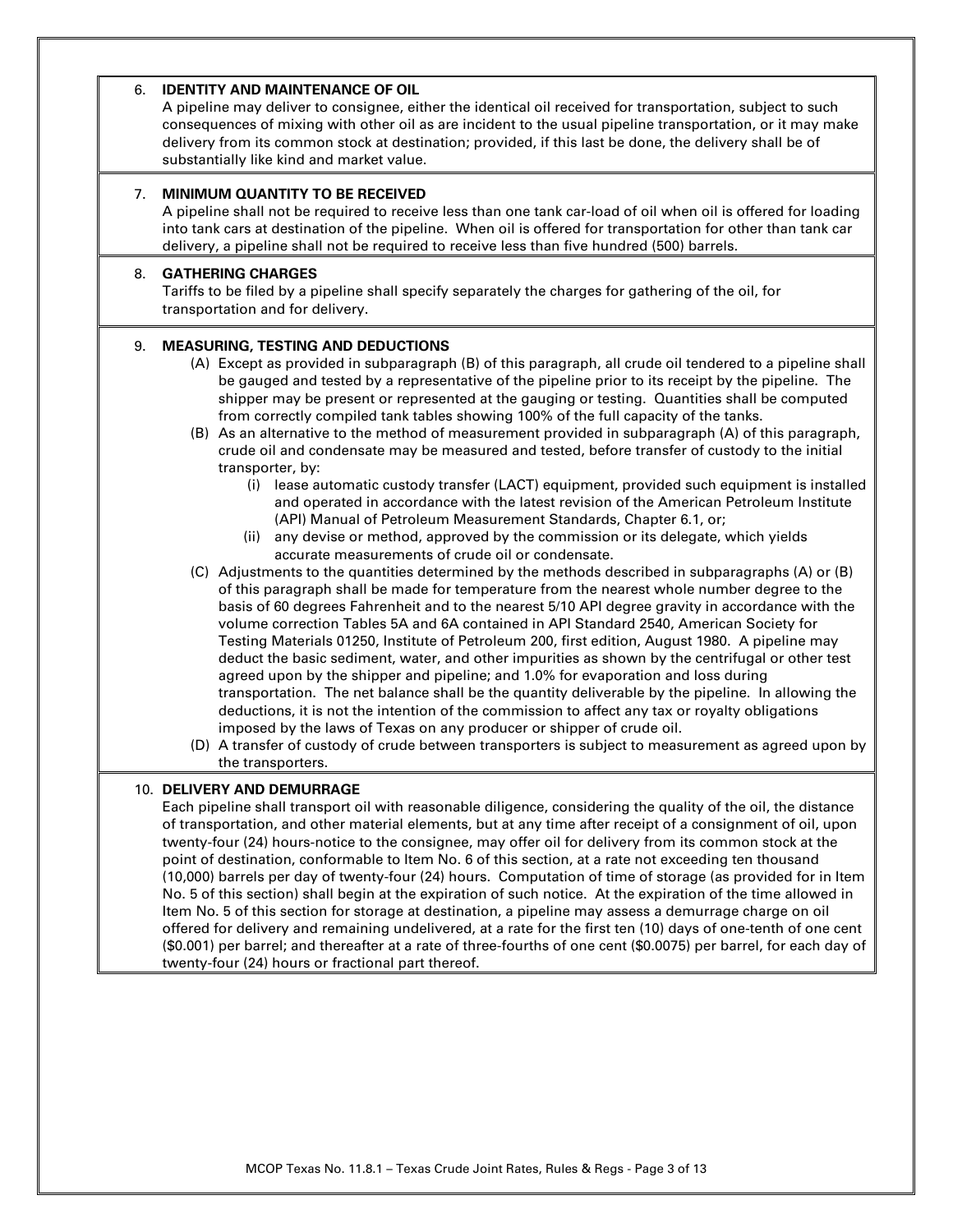6. **IDENTITY AND MAINTENANCE OF OIL**

A pipeline may deliver to consignee, either the identical oil received for transportation, subject to such consequences of mixing with other oil as are incident to the usual pipeline transportation, or it may make delivery from its common stock at destination; provided, if this last be done, the delivery shall be of substantially like kind and market value.

7. **MINIMUM QUANTITY TO BE RECEIVED**

A pipeline shall not be required to receive less than one tank car-load of oil when oil is offered for loading into tank cars at destination of the pipeline. When oil is offered for transportation for other than tank car delivery, a pipeline shall not be required to receive less than five hundred (500) barrels.

8. **GATHERING CHARGES**

Tariffs to be filed by a pipeline shall specify separately the charges for gathering of the oil, for transportation and for delivery.

9. **MEASURING, TESTING AND DEDUCTIONS**

   (A) Except as provided in subparagraph (B) of this paragraph, all crude oil tendered to a pipeline shall be gauged and tested by a representative of the pipeline prior to its receipt by the pipeline. The shipper may be present or represented at the gauging or testing. Quantities shall be computed from correctly compiled tank tables showing 100% of the full capacity of the tanks.

   (B) As an alternative to the method of measurement provided in subparagraph (A) of this paragraph, crude oil and condensate may be measured and tested, before transfer of custody to the initial transporter, by:

      (i) lease automatic custody transfer (LACT) equipment, provided such equipment is installed and operated in accordance with the latest revision of the American Petroleum Institute (API) Manual of Petroleum Measurement Standards, Chapter 6.1, or;

      (ii) any devise or method, approved by the commission or its delegate, which yields accurate measurements of crude oil or condensate.

   (C) Adjustments to the quantities determined by the methods described in subparagraphs (A) or (B) of this paragraph shall be made for temperature from the nearest whole number degree to the basis of 60 degrees Fahrenheit and to the nearest 5/10 API degree gravity in accordance with the volume correction Tables 5A and 6A contained in API Standard 2540, American Society for Testing Materials 01250, Institute of Petroleum 200, first edition, August 1980. A pipeline may deduct the basic sediment, water, and other impurities as shown by the centrifugal or other test agreed upon by the shipper and pipeline; and 1.0% for evaporation and loss during transportation. The net balance shall be the quantity deliverable by the pipeline. In allowing the deductions, it is not the intention of the commission to affect any tax or royalty obligations imposed by the laws of Texas on any producer or shipper of crude oil.

   (D) A transfer of custody of crude between transporters is subject to measurement as agreed upon by the transporters.

10. **DELIVERY AND DEMURRAGE**

Each pipeline shall transport oil with reasonable diligence, considering the quality of the oil, the distance of transportation, and other material elements, but at any time after receipt of a consignment of oil, upon twenty-four (24) hours-notice to the consignee, may offer oil for delivery from its common stock at the point of destination, conformable to Item No. 6 of this section, at a rate not exceeding ten thousand (10,000) barrels per day of twenty-four (24) hours. Computation of time of storage (as provided for in Item No. 5 of this section) shall begin at the expiration of such notice. At the expiration of the time allowed in Item No. 5 of this section for storage at destination, a pipeline may assess a demurrage charge on oil offered for delivery and remaining undelivered, at a rate for the first ten (10) days of one-tenth of one cent ($0.001) per barrel; and thereafter at a rate of three-fourths of one cent ($0.0075) per barrel, for each day of twenty-four (24) hours or fractional part thereof.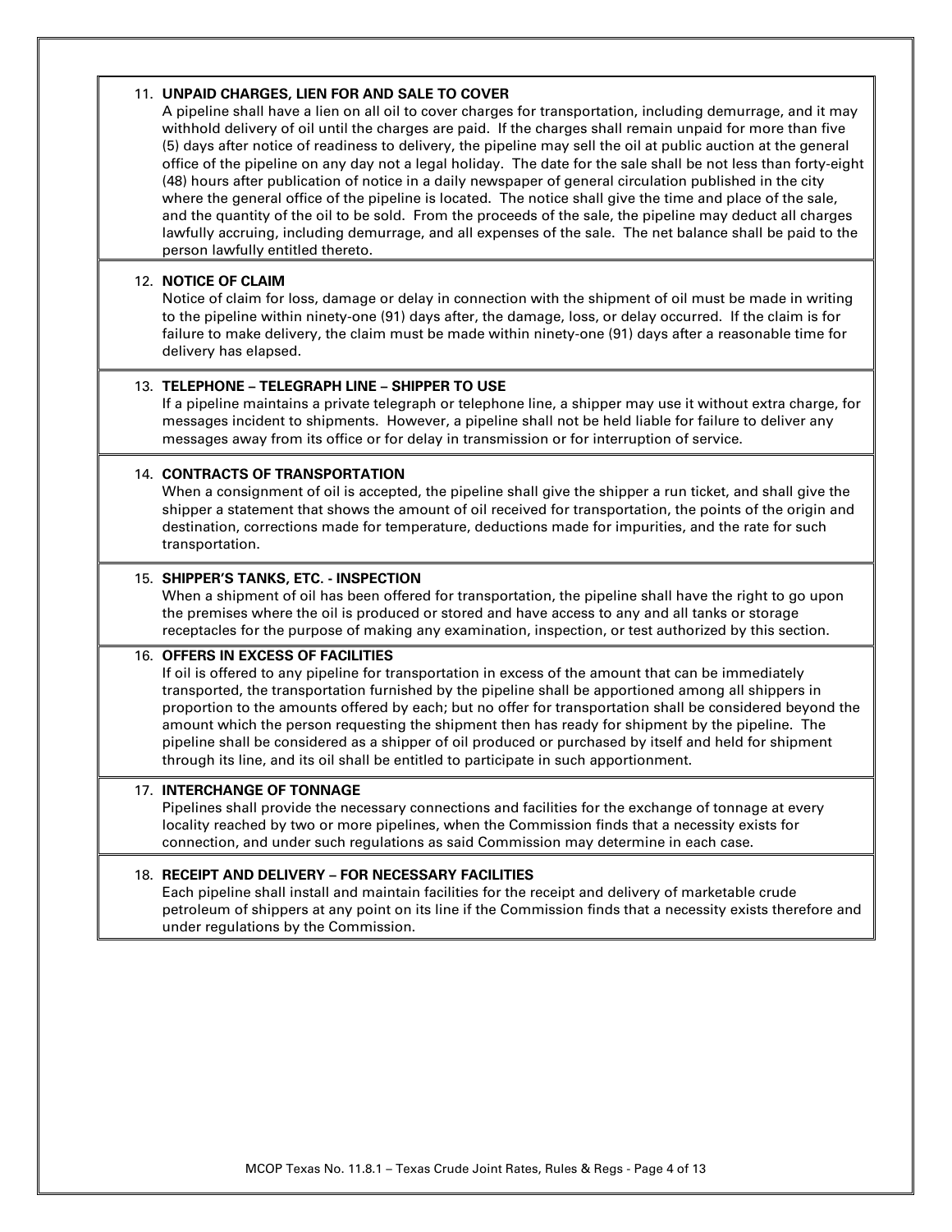11. **UNPAID CHARGES, LIEN FOR AND SALE TO COVER**
A pipeline shall have a lien on all oil to cover charges for transportation, including demurrage, and it may withhold delivery of oil until the charges are paid. If the charges shall remain unpaid for more than five (5) days after notice of readiness to delivery, the pipeline may sell the oil at public auction at the general office of the pipeline on any day not a legal holiday. The date for the sale shall be not less than forty-eight (48) hours after publication of notice in a daily newspaper of general circulation published in the city where the general office of the pipeline is located. The notice shall give the time and place of the sale, and the quantity of the oil to be sold. From the proceeds of the sale, the pipeline may deduct all charges lawfully accruing, including demurrage, and all expenses of the sale. The net balance shall be paid to the person lawfully entitled thereto.

12. **NOTICE OF CLAIM**
Notice of claim for loss, damage or delay in connection with the shipment of oil must be made in writing to the pipeline within ninety-one (91) days after, the damage, loss, or delay occurred. If the claim is for failure to make delivery, the claim must be made within ninety-one (91) days after a reasonable time for delivery has elapsed.

13. **TELEPHONE – TELEGRAPH LINE – SHIPPER TO USE**
If a pipeline maintains a private telegraph or telephone line, a shipper may use it without extra charge, for messages incident to shipments. However, a pipeline shall not be held liable for failure to deliver any messages away from its office or for delay in transmission or for interruption of service.

14. **CONTRACTS OF TRANSPORTATION**
When a consignment of oil is accepted, the pipeline shall give the shipper a run ticket, and shall give the shipper a statement that shows the amount of oil received for transportation, the points of the origin and destination, corrections made for temperature, deductions made for impurities, and the rate for such transportation.

15. **SHIPPER'S TANKS, ETC. - INSPECTION**
When a shipment of oil has been offered for transportation, the pipeline shall have the right to go upon the premises where the oil is produced or stored and have access to any and all tanks or storage receptacles for the purpose of making any examination, inspection, or test authorized by this section.

16. **OFFERS IN EXCESS OF FACILITIES**
If oil is offered to any pipeline for transportation in excess of the amount that can be immediately transported, the transportation furnished by the pipeline shall be apportioned among all shippers in proportion to the amounts offered by each; but no offer for transportation shall be considered beyond the amount which the person requesting the shipment then has ready for shipment by the pipeline. The pipeline shall be considered as a shipper of oil produced or purchased by itself and held for shipment through its line, and its oil shall be entitled to participate in such apportionment.

17. **INTERCHANGE OF TONNAGE**
Pipelines shall provide the necessary connections and facilities for the exchange of tonnage at every locality reached by two or more pipelines, when the Commission finds that a necessity exists for connection, and under such regulations as said Commission may determine in each case.

18. **RECEIPT AND DELIVERY – FOR NECESSARY FACILITIES**
Each pipeline shall install and maintain facilities for the receipt and delivery of marketable crude petroleum of shippers at any point on its line if the Commission finds that a necessity exists therefore and under regulations by the Commission.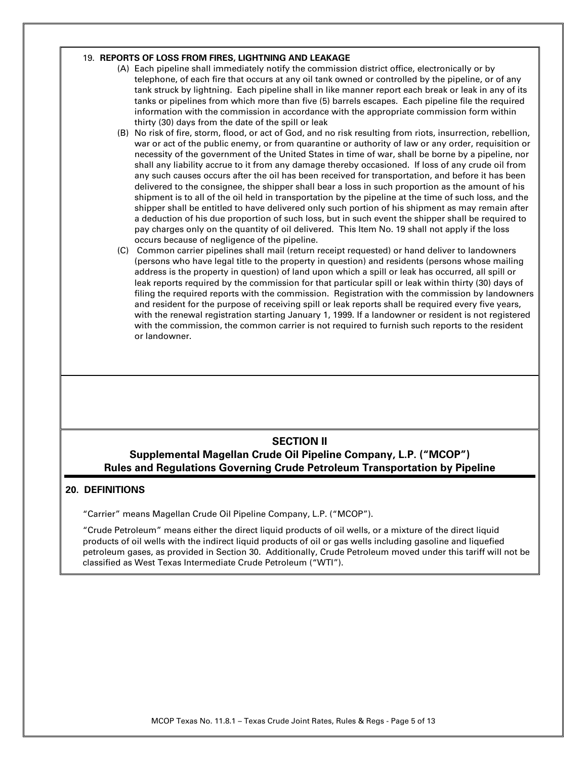19. **REPORTS OF LOSS FROM FIRES, LIGHTNING AND LEAKAGE**

(A) Each pipeline shall immediately notify the commission district office, electronically or by telephone, of each fire that occurs at any oil tank owned or controlled by the pipeline, or of any tank struck by lightning. Each pipeline shall in like manner report each break or leak in any of its tanks or pipelines from which more than five (5) barrels escapes. Each pipeline file the required information with the commission in accordance with the appropriate commission form within thirty (30) days from the date of the spill or leak

(B) No risk of fire, storm, flood, or act of God, and no risk resulting from riots, insurrection, rebellion, war or act of the public enemy, or from quarantine or authority of law or any order, requisition or necessity of the government of the United States in time of war, shall be borne by a pipeline, nor shall any liability accrue to it from any damage thereby occasioned. If loss of any crude oil from any such causes occurs after the oil has been received for transportation, and before it has been delivered to the consignee, the shipper shall bear a loss in such proportion as the amount of his shipment is to all of the oil held in transportation by the pipeline at the time of such loss, and the shipper shall be entitled to have delivered only such portion of his shipment as may remain after a deduction of his due proportion of such loss, but in such event the shipper shall be required to pay charges only on the quantity of oil delivered. This Item No. 19 shall not apply if the loss occurs because of negligence of the pipeline.

(C) Common carrier pipelines shall mail (return receipt requested) or hand deliver to landowners (persons who have legal title to the property in question) and residents (persons whose mailing address is the property in question) of land upon which a spill or leak has occurred, all spill or leak reports required by the commission for that particular spill or leak within thirty (30) days of filing the required reports with the commission. Registration with the commission by landowners and resident for the purpose of receiving spill or leak reports shall be required every five years, with the renewal registration starting January 1, 1999. If a landowner or resident is not registered with the commission, the common carrier is not required to furnish such reports to the resident or landowner.

## SECTION II

## Supplemental Magellan Crude Oil Pipeline Company, L.P. ("MCOP") Rules and Regulations Governing Crude Petroleum Transportation by Pipeline

### 20. DEFINITIONS

"Carrier" means Magellan Crude Oil Pipeline Company, L.P. ("MCOP").

"Crude Petroleum" means either the direct liquid products of oil wells, or a mixture of the direct liquid products of oil wells with the indirect liquid products of oil or gas wells including gasoline and liquefied petroleum gases, as provided in Section 30. Additionally, Crude Petroleum moved under this tariff will not be classified as West Texas Intermediate Crude Petroleum ("WTI").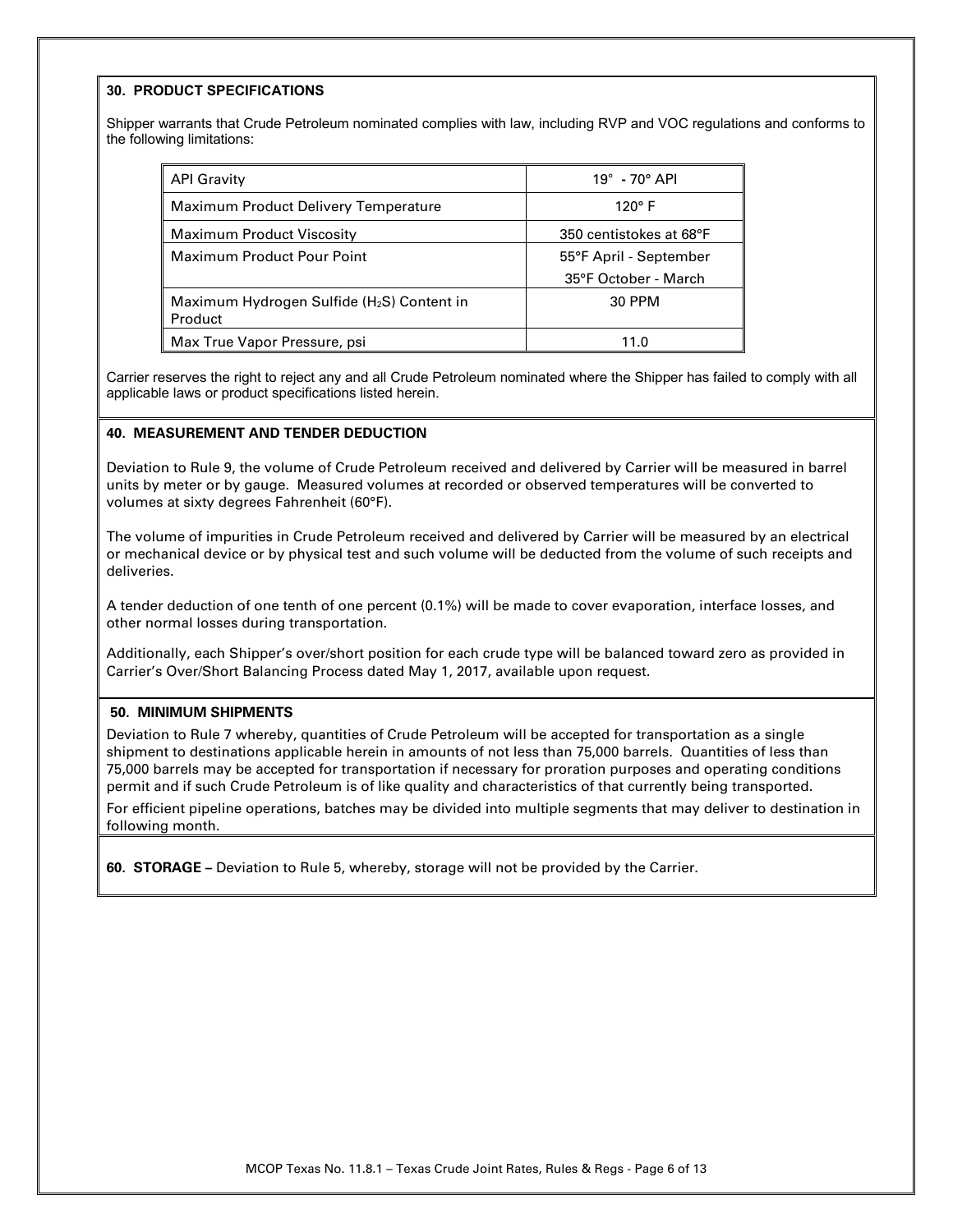**30. PRODUCT SPECIFICATIONS**

Shipper warrants that Crude Petroleum nominated complies with law, including RVP and VOC regulations and conforms to the following limitations:

| | |
|---|---|
| API Gravity | 19° - 70° API |
| Maximum Product Delivery Temperature | 120° F |
| Maximum Product Viscosity | 350 centistokes at 68°F |
| Maximum Product Pour Point | 55°F April - September<br>35°F October - March |
| Maximum Hydrogen Sulfide ($H_2S$) Content in Product | 30 PPM |
| Max True Vapor Pressure, psi | 11.0 |

Carrier reserves the right to reject any and all Crude Petroleum nominated where the Shipper has failed to comply with all applicable laws or product specifications listed herein.

**40. MEASUREMENT AND TENDER DEDUCTION**

Deviation to Rule 9, the volume of Crude Petroleum received and delivered by Carrier will be measured in barrel units by meter or by gauge. Measured volumes at recorded or observed temperatures will be converted to volumes at sixty degrees Fahrenheit (60°F).

The volume of impurities in Crude Petroleum received and delivered by Carrier will be measured by an electrical or mechanical device or by physical test and such volume will be deducted from the volume of such receipts and deliveries.

A tender deduction of one tenth of one percent (0.1%) will be made to cover evaporation, interface losses, and other normal losses during transportation.

Additionally, each Shipper's over/short position for each crude type will be balanced toward zero as provided in Carrier's Over/Short Balancing Process dated May 1, 2017, available upon request.

**50. MINIMUM SHIPMENTS**

Deviation to Rule 7 whereby, quantities of Crude Petroleum will be accepted for transportation as a single shipment to destinations applicable herein in amounts of not less than 75,000 barrels. Quantities of less than 75,000 barrels may be accepted for transportation if necessary for proration purposes and operating conditions permit and if such Crude Petroleum is of like quality and characteristics of that currently being transported.

For efficient pipeline operations, batches may be divided into multiple segments that may deliver to destination in following month.

**60. STORAGE –** Deviation to Rule 5, whereby, storage will not be provided by the Carrier.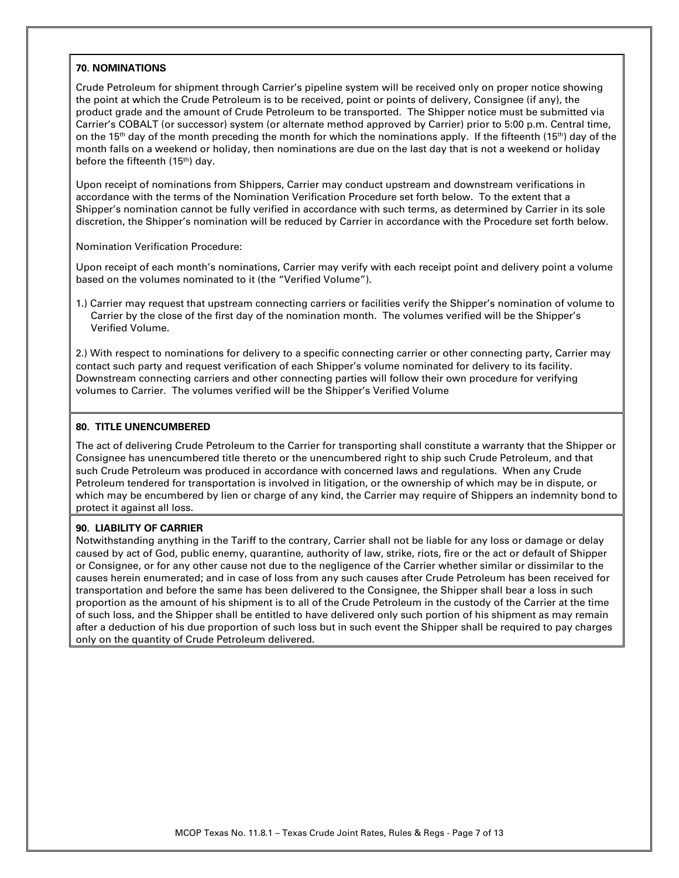### 70. NOMINATIONS

Crude Petroleum for shipment through Carrier's pipeline system will be received only on proper notice showing the point at which the Crude Petroleum is to be received, point or points of delivery, Consignee (if any), the product grade and the amount of Crude Petroleum to be transported. The Shipper notice must be submitted via Carrier's COBALT (or successor) system (or alternate method approved by Carrier) prior to 5:00 p.m. Central time, on the 15th day of the month preceding the month for which the nominations apply. If the fifteenth (15th) day of the month falls on a weekend or holiday, then nominations are due on the last day that is not a weekend or holiday before the fifteenth (15th) day.

Upon receipt of nominations from Shippers, Carrier may conduct upstream and downstream verifications in accordance with the terms of the Nomination Verification Procedure set forth below. To the extent that a Shipper's nomination cannot be fully verified in accordance with such terms, as determined by Carrier in its sole discretion, the Shipper's nomination will be reduced by Carrier in accordance with the Procedure set forth below.

Nomination Verification Procedure:

Upon receipt of each month's nominations, Carrier may verify with each receipt point and delivery point a volume based on the volumes nominated to it (the "Verified Volume").

1.) Carrier may request that upstream connecting carriers or facilities verify the Shipper's nomination of volume to Carrier by the close of the first day of the nomination month. The volumes verified will be the Shipper's Verified Volume.

2.) With respect to nominations for delivery to a specific connecting carrier or other connecting party, Carrier may contact such party and request verification of each Shipper's volume nominated for delivery to its facility. Downstream connecting carriers and other connecting parties will follow their own procedure for verifying volumes to Carrier. The volumes verified will be the Shipper's Verified Volume

### 80. TITLE UNENCUMBERED

The act of delivering Crude Petroleum to the Carrier for transporting shall constitute a warranty that the Shipper or Consignee has unencumbered title thereto or the unencumbered right to ship such Crude Petroleum, and that such Crude Petroleum was produced in accordance with concerned laws and regulations. When any Crude Petroleum tendered for transportation is involved in litigation, or the ownership of which may be in dispute, or which may be encumbered by lien or charge of any kind, the Carrier may require of Shippers an indemnity bond to protect it against all loss.

### 90. LIABILITY OF CARRIER

Notwithstanding anything in the Tariff to the contrary, Carrier shall not be liable for any loss or damage or delay caused by act of God, public enemy, quarantine, authority of law, strike, riots, fire or the act or default of Shipper or Consignee, or for any other cause not due to the negligence of the Carrier whether similar or dissimilar to the causes herein enumerated; and in case of loss from any such causes after Crude Petroleum has been received for transportation and before the same has been delivered to the Consignee, the Shipper shall bear a loss in such proportion as the amount of his shipment is to all of the Crude Petroleum in the custody of the Carrier at the time of such loss, and the Shipper shall be entitled to have delivered only such portion of his shipment as may remain after a deduction of his due proportion of such loss but in such event the Shipper shall be required to pay charges only on the quantity of Crude Petroleum delivered.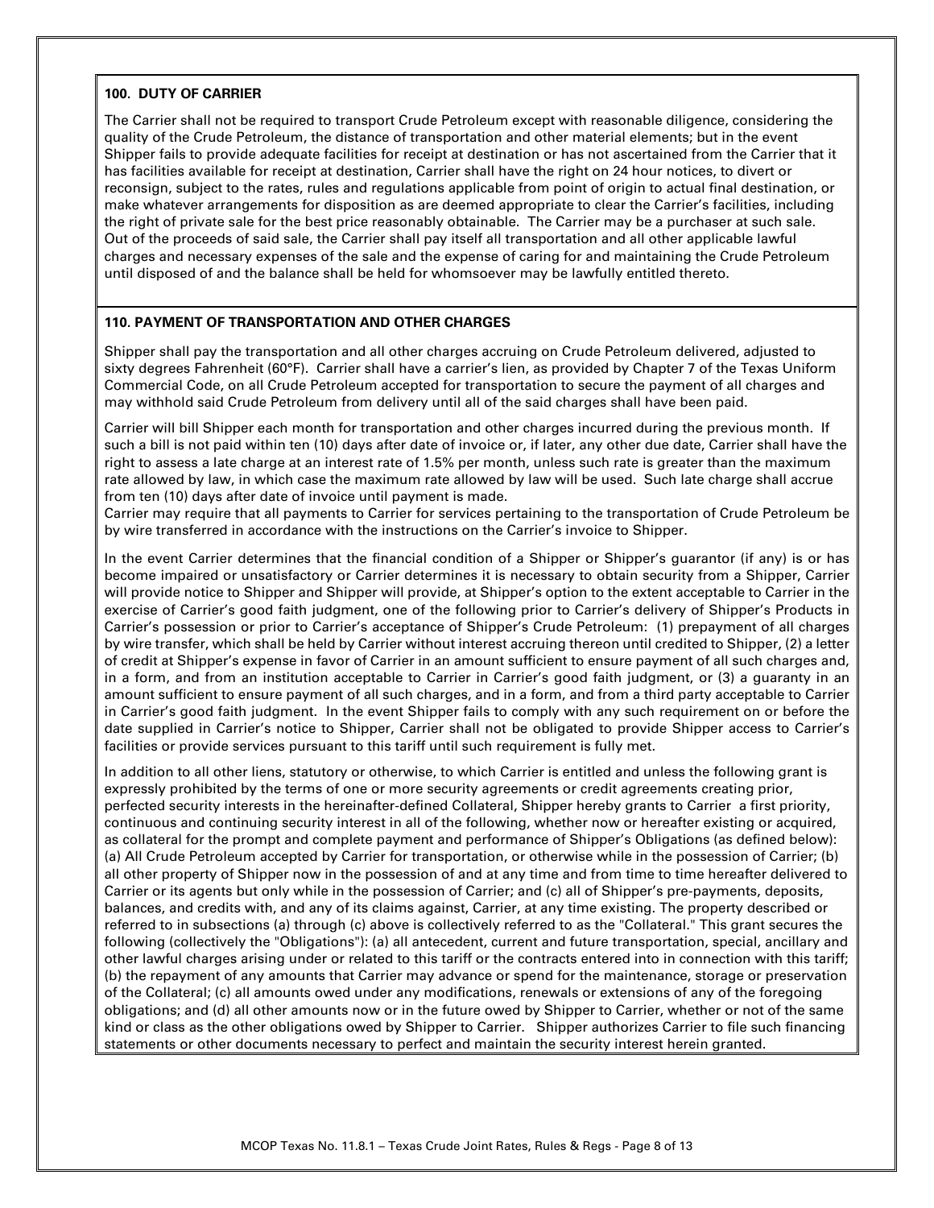## 100. DUTY OF CARRIER

The Carrier shall not be required to transport Crude Petroleum except with reasonable diligence, considering the quality of the Crude Petroleum, the distance of transportation and other material elements; but in the event Shipper fails to provide adequate facilities for receipt at destination or has not ascertained from the Carrier that it has facilities available for receipt at destination, Carrier shall have the right on 24 hour notices, to divert or reconsign, subject to the rates, rules and regulations applicable from point of origin to actual final destination, or make whatever arrangements for disposition as are deemed appropriate to clear the Carrier's facilities, including the right of private sale for the best price reasonably obtainable. The Carrier may be a purchaser at such sale. Out of the proceeds of said sale, the Carrier shall pay itself all transportation and all other applicable lawful charges and necessary expenses of the sale and the expense of caring for and maintaining the Crude Petroleum until disposed of and the balance shall be held for whomsoever may be lawfully entitled thereto.

## 110. PAYMENT OF TRANSPORTATION AND OTHER CHARGES

Shipper shall pay the transportation and all other charges accruing on Crude Petroleum delivered, adjusted to sixty degrees Fahrenheit (60°F). Carrier shall have a carrier's lien, as provided by Chapter 7 of the Texas Uniform Commercial Code, on all Crude Petroleum accepted for transportation to secure the payment of all charges and may withhold said Crude Petroleum from delivery until all of the said charges shall have been paid.

Carrier will bill Shipper each month for transportation and other charges incurred during the previous month. If such a bill is not paid within ten (10) days after date of invoice or, if later, any other due date, Carrier shall have the right to assess a late charge at an interest rate of 1.5% per month, unless such rate is greater than the maximum rate allowed by law, in which case the maximum rate allowed by law will be used. Such late charge shall accrue from ten (10) days after date of invoice until payment is made.
Carrier may require that all payments to Carrier for services pertaining to the transportation of Crude Petroleum be by wire transferred in accordance with the instructions on the Carrier's invoice to Shipper.

In the event Carrier determines that the financial condition of a Shipper or Shipper's guarantor (if any) is or has become impaired or unsatisfactory or Carrier determines it is necessary to obtain security from a Shipper, Carrier will provide notice to Shipper and Shipper will provide, at Shipper's option to the extent acceptable to Carrier in the exercise of Carrier's good faith judgment, one of the following prior to Carrier's delivery of Shipper's Products in Carrier's possession or prior to Carrier's acceptance of Shipper's Crude Petroleum: (1) prepayment of all charges by wire transfer, which shall be held by Carrier without interest accruing thereon until credited to Shipper, (2) a letter of credit at Shipper's expense in favor of Carrier in an amount sufficient to ensure payment of all such charges and, in a form, and from an institution acceptable to Carrier in Carrier's good faith judgment, or (3) a guaranty in an amount sufficient to ensure payment of all such charges, and in a form, and from a third party acceptable to Carrier in Carrier's good faith judgment. In the event Shipper fails to comply with any such requirement on or before the date supplied in Carrier's notice to Shipper, Carrier shall not be obligated to provide Shipper access to Carrier's facilities or provide services pursuant to this tariff until such requirement is fully met.

In addition to all other liens, statutory or otherwise, to which Carrier is entitled and unless the following grant is expressly prohibited by the terms of one or more security agreements or credit agreements creating prior, perfected security interests in the hereinafter-defined Collateral, Shipper hereby grants to Carrier a first priority, continuous and continuing security interest in all of the following, whether now or hereafter existing or acquired, as collateral for the prompt and complete payment and performance of Shipper's Obligations (as defined below): (a) All Crude Petroleum accepted by Carrier for transportation, or otherwise while in the possession of Carrier; (b) all other property of Shipper now in the possession of and at any time and from time to time hereafter delivered to Carrier or its agents but only while in the possession of Carrier; and (c) all of Shipper's pre-payments, deposits, balances, and credits with, and any of its claims against, Carrier, at any time existing. The property described or referred to in subsections (a) through (c) above is collectively referred to as the "Collateral." This grant secures the following (collectively the "Obligations"): (a) all antecedent, current and future transportation, special, ancillary and other lawful charges arising under or related to this tariff or the contracts entered into in connection with this tariff; (b) the repayment of any amounts that Carrier may advance or spend for the maintenance, storage or preservation of the Collateral; (c) all amounts owed under any modifications, renewals or extensions of any of the foregoing obligations; and (d) all other amounts now or in the future owed by Shipper to Carrier, whether or not of the same kind or class as the other obligations owed by Shipper to Carrier. Shipper authorizes Carrier to file such financing statements or other documents necessary to perfect and maintain the security interest herein granted.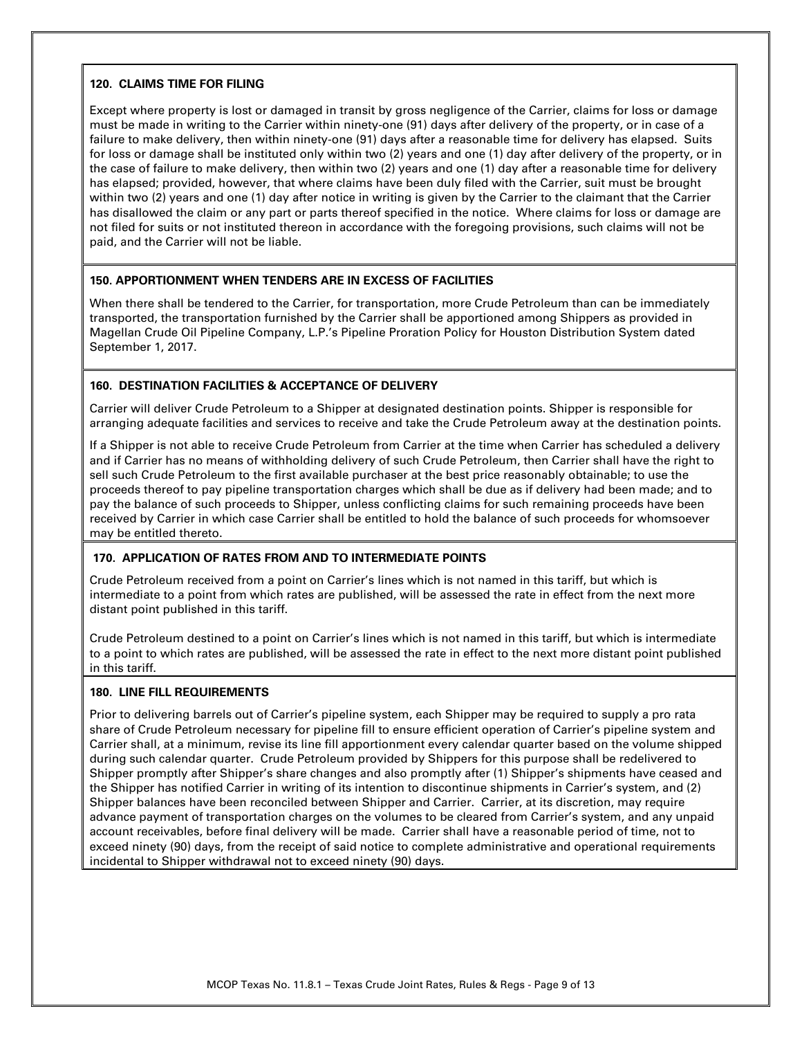**120. CLAIMS TIME FOR FILING**

Except where property is lost or damaged in transit by gross negligence of the Carrier, claims for loss or damage must be made in writing to the Carrier within ninety-one (91) days after delivery of the property, or in case of a failure to make delivery, then within ninety-one (91) days after a reasonable time for delivery has elapsed. Suits for loss or damage shall be instituted only within two (2) years and one (1) day after delivery of the property, or in the case of failure to make delivery, then within two (2) years and one (1) day after a reasonable time for delivery has elapsed; provided, however, that where claims have been duly filed with the Carrier, suit must be brought within two (2) years and one (1) day after notice in writing is given by the Carrier to the claimant that the Carrier has disallowed the claim or any part or parts thereof specified in the notice. Where claims for loss or damage are not filed for suits or not instituted thereon in accordance with the foregoing provisions, such claims will not be paid, and the Carrier will not be liable.

**150. APPORTIONMENT WHEN TENDERS ARE IN EXCESS OF FACILITIES**

When there shall be tendered to the Carrier, for transportation, more Crude Petroleum than can be immediately transported, the transportation furnished by the Carrier shall be apportioned among Shippers as provided in Magellan Crude Oil Pipeline Company, L.P.'s Pipeline Proration Policy for Houston Distribution System dated September 1, 2017.

**160. DESTINATION FACILITIES & ACCEPTANCE OF DELIVERY**

Carrier will deliver Crude Petroleum to a Shipper at designated destination points. Shipper is responsible for arranging adequate facilities and services to receive and take the Crude Petroleum away at the destination points.

If a Shipper is not able to receive Crude Petroleum from Carrier at the time when Carrier has scheduled a delivery and if Carrier has no means of withholding delivery of such Crude Petroleum, then Carrier shall have the right to sell such Crude Petroleum to the first available purchaser at the best price reasonably obtainable; to use the proceeds thereof to pay pipeline transportation charges which shall be due as if delivery had been made; and to pay the balance of such proceeds to Shipper, unless conflicting claims for such remaining proceeds have been received by Carrier in which case Carrier shall be entitled to hold the balance of such proceeds for whomsoever may be entitled thereto.

**170. APPLICATION OF RATES FROM AND TO INTERMEDIATE POINTS**

Crude Petroleum received from a point on Carrier's lines which is not named in this tariff, but which is intermediate to a point from which rates are published, will be assessed the rate in effect from the next more distant point published in this tariff.

Crude Petroleum destined to a point on Carrier's lines which is not named in this tariff, but which is intermediate to a point to which rates are published, will be assessed the rate in effect to the next more distant point published in this tariff.

**180. LINE FILL REQUIREMENTS**

Prior to delivering barrels out of Carrier's pipeline system, each Shipper may be required to supply a pro rata share of Crude Petroleum necessary for pipeline fill to ensure efficient operation of Carrier's pipeline system and Carrier shall, at a minimum, revise its line fill apportionment every calendar quarter based on the volume shipped during such calendar quarter. Crude Petroleum provided by Shippers for this purpose shall be redelivered to Shipper promptly after Shipper's share changes and also promptly after (1) Shipper's shipments have ceased and the Shipper has notified Carrier in writing of its intention to discontinue shipments in Carrier's system, and (2) Shipper balances have been reconciled between Shipper and Carrier. Carrier, at its discretion, may require advance payment of transportation charges on the volumes to be cleared from Carrier's system, and any unpaid account receivables, before final delivery will be made. Carrier shall have a reasonable period of time, not to exceed ninety (90) days, from the receipt of said notice to complete administrative and operational requirements incidental to Shipper withdrawal not to exceed ninety (90) days.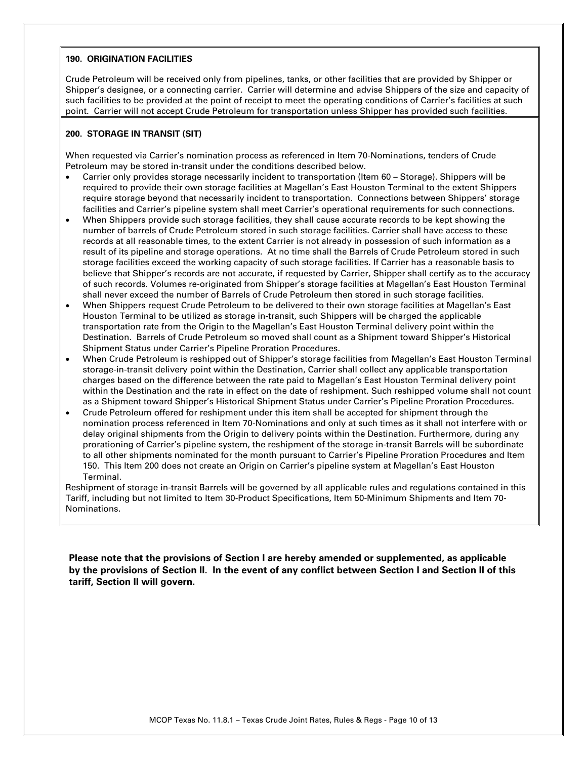**190. ORIGINATION FACILITIES**

Crude Petroleum will be received only from pipelines, tanks, or other facilities that are provided by Shipper or Shipper's designee, or a connecting carrier. Carrier will determine and advise Shippers of the size and capacity of such facilities to be provided at the point of receipt to meet the operating conditions of Carrier's facilities at such point. Carrier will not accept Crude Petroleum for transportation unless Shipper has provided such facilities.

**200. STORAGE IN TRANSIT (SIT)**

When requested via Carrier's nomination process as referenced in Item 70-Nominations, tenders of Crude Petroleum may be stored in-transit under the conditions described below.

- Carrier only provides storage necessarily incident to transportation (Item 60 – Storage). Shippers will be required to provide their own storage facilities at Magellan's East Houston Terminal to the extent Shippers require storage beyond that necessarily incident to transportation. Connections between Shippers' storage facilities and Carrier's pipeline system shall meet Carrier's operational requirements for such connections.
- When Shippers provide such storage facilities, they shall cause accurate records to be kept showing the number of barrels of Crude Petroleum stored in such storage facilities. Carrier shall have access to these records at all reasonable times, to the extent Carrier is not already in possession of such information as a result of its pipeline and storage operations. At no time shall the Barrels of Crude Petroleum stored in such storage facilities exceed the working capacity of such storage facilities. If Carrier has a reasonable basis to believe that Shipper's records are not accurate, if requested by Carrier, Shipper shall certify as to the accuracy of such records. Volumes re-originated from Shipper's storage facilities at Magellan's East Houston Terminal shall never exceed the number of Barrels of Crude Petroleum then stored in such storage facilities.
- When Shippers request Crude Petroleum to be delivered to their own storage facilities at Magellan's East Houston Terminal to be utilized as storage in-transit, such Shippers will be charged the applicable transportation rate from the Origin to the Magellan's East Houston Terminal delivery point within the Destination. Barrels of Crude Petroleum so moved shall count as a Shipment toward Shipper's Historical Shipment Status under Carrier's Pipeline Proration Procedures.
- When Crude Petroleum is reshipped out of Shipper's storage facilities from Magellan's East Houston Terminal storage-in-transit delivery point within the Destination, Carrier shall collect any applicable transportation charges based on the difference between the rate paid to Magellan's East Houston Terminal delivery point within the Destination and the rate in effect on the date of reshipment. Such reshipped volume shall not count as a Shipment toward Shipper's Historical Shipment Status under Carrier's Pipeline Proration Procedures.
- Crude Petroleum offered for reshipment under this item shall be accepted for shipment through the nomination process referenced in Item 70-Nominations and only at such times as it shall not interfere with or delay original shipments from the Origin to delivery points within the Destination. Furthermore, during any prorationing of Carrier's pipeline system, the reshipment of the storage in-transit Barrels will be subordinate to all other shipments nominated for the month pursuant to Carrier's Pipeline Proration Procedures and Item 150. This Item 200 does not create an Origin on Carrier's pipeline system at Magellan's East Houston Terminal.

Reshipment of storage in-transit Barrels will be governed by all applicable rules and regulations contained in this Tariff, including but not limited to Item 30-Product Specifications, Item 50-Minimum Shipments and Item 70-Nominations.

**Please note that the provisions of Section I are hereby amended or supplemented, as applicable by the provisions of Section II. In the event of any conflict between Section I and Section II of this tariff, Section II will govern.**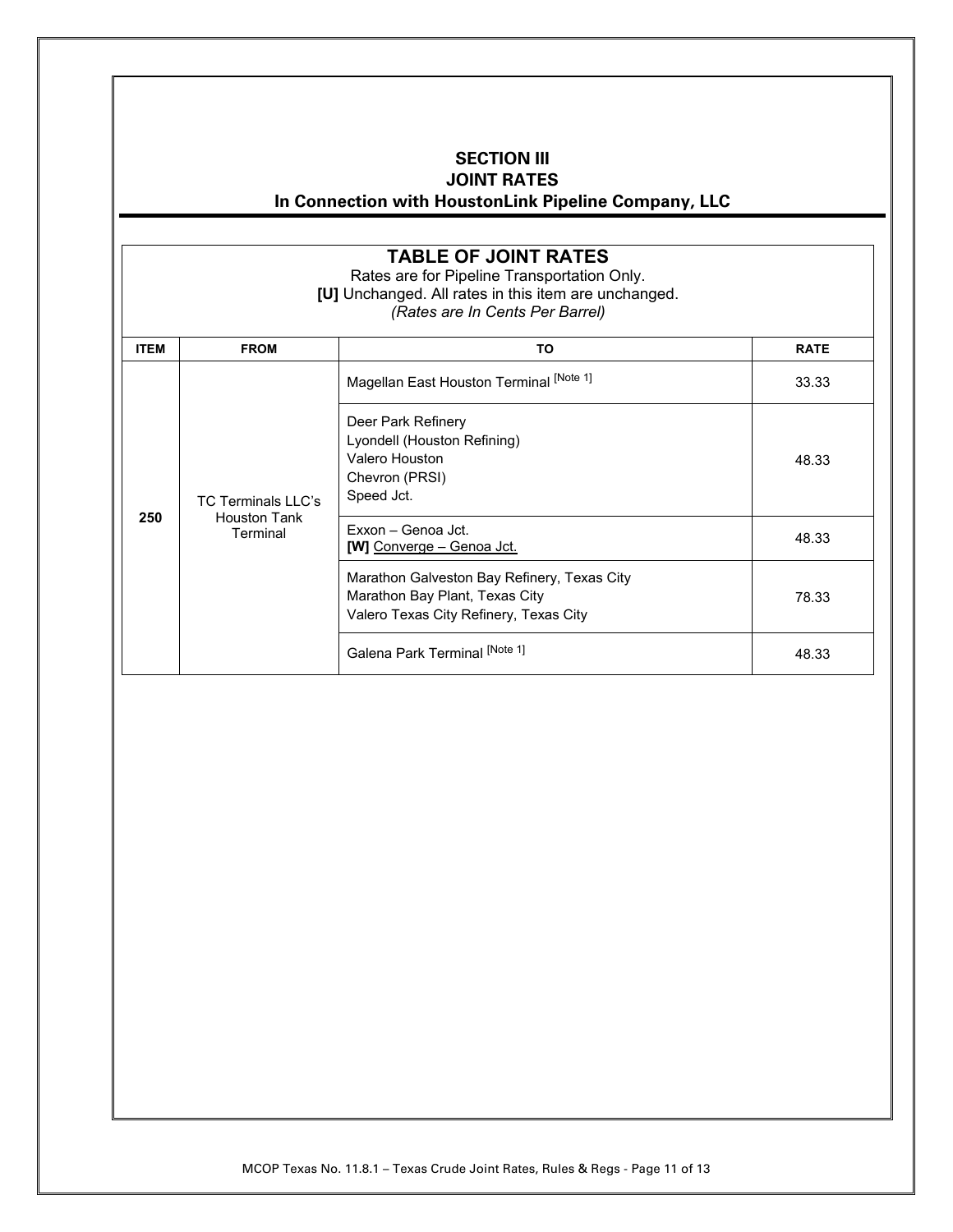## SECTION III
## JOINT RATES
## In Connection with HoustonLink Pipeline Company, LLC

### TABLE OF JOINT RATES

Rates are for Pipeline Transportation Only.

**[U]** Unchanged. All rates in this item are unchanged.

*(Rates are In Cents Per Barrel)*

| ITEM | FROM | TO | RATE |
|---|---|---|---|
| 250 | TC Terminals LLC's Houston Tank Terminal | Magellan East Houston Terminal [Note 1] | 33.33 |
| | | Deer Park Refinery<br>Lyondell (Houston Refining)<br>Valero Houston<br>Chevron (PRSI)<br>Speed Jct. | 48.33 |
| | | Exxon – Genoa Jct.<br>**[W]** Converge – Genoa Jct. | 48.33 |
| | | Marathon Galveston Bay Refinery, Texas City<br>Marathon Bay Plant, Texas City<br>Valero Texas City Refinery, Texas City | 78.33 |
| | | Galena Park Terminal [Note 1] | 48.33 |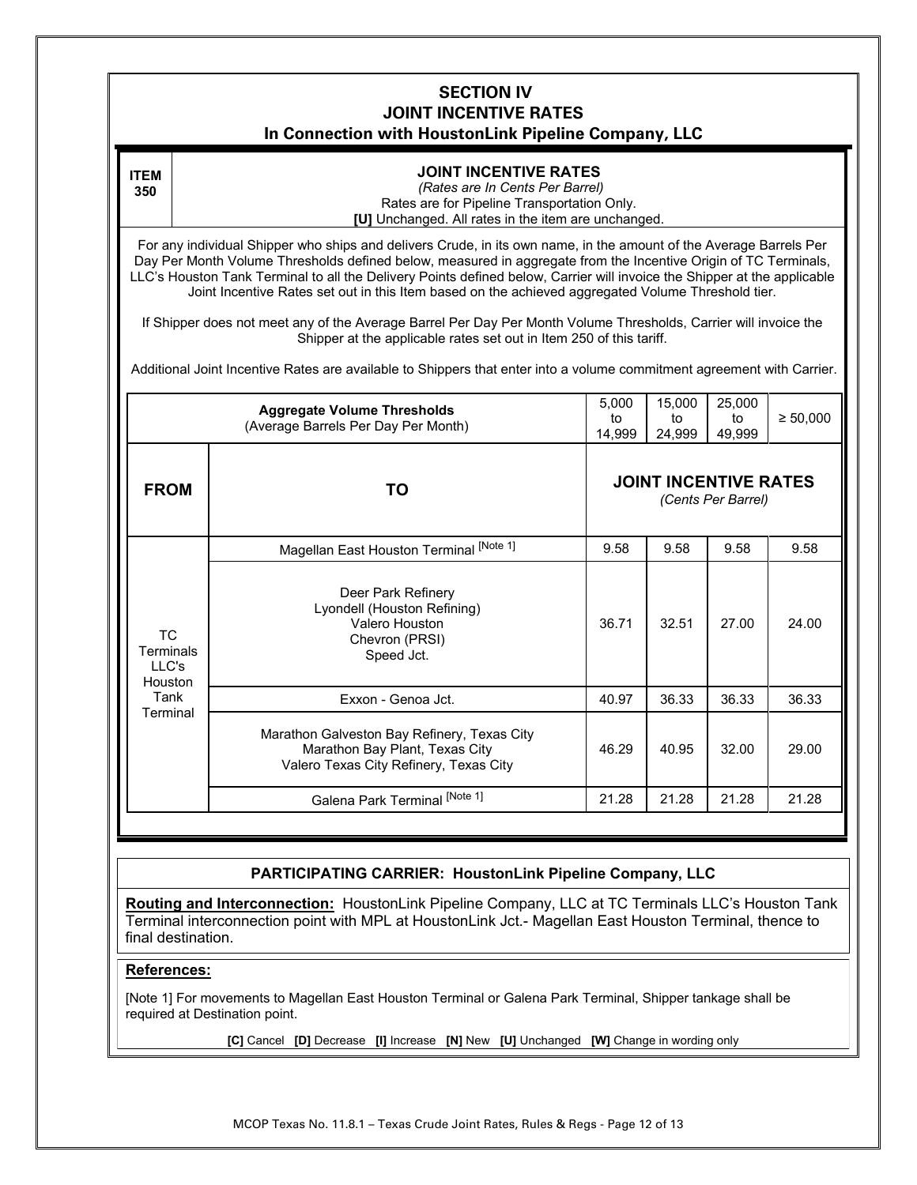# SECTION IV
## JOINT INCENTIVE RATES
### In Connection with HoustonLink Pipeline Company, LLC

**ITEM 350**

**JOINT INCENTIVE RATES**

*(Rates are In Cents Per Barrel)*

Rates are for Pipeline Transportation Only.

**[U]** Unchanged. All rates in the item are unchanged.

For any individual Shipper who ships and delivers Crude, in its own name, in the amount of the Average Barrels Per Day Per Month Volume Thresholds defined below, measured in aggregate from the Incentive Origin of TC Terminals, LLC's Houston Tank Terminal to all the Delivery Points defined below, Carrier will invoice the Shipper at the applicable Joint Incentive Rates set out in this Item based on the achieved aggregated Volume Threshold tier.

If Shipper does not meet any of the Average Barrel Per Day Per Month Volume Thresholds, Carrier will invoice the Shipper at the applicable rates set out in Item 250 of this tariff.

Additional Joint Incentive Rates are available to Shippers that enter into a volume commitment agreement with Carrier.

| **Aggregate Volume Thresholds** (Average Barrels Per Day Per Month) | | 5,000 to 14,999 | 15,000 to 24,999 | 25,000 to 49,999 | ≥ 50,000 |
|---|---|---|---|---|---|
| **FROM** | **TO** | **JOINT INCENTIVE RATES** *(Cents Per Barrel)* | | | |
| TC Terminals LLC's Houston Tank Terminal | Magellan East Houston Terminal [Note 1] | 9.58 | 9.58 | 9.58 | 9.58 |
| | Deer Park Refinery<br>Lyondell (Houston Refining)<br>Valero Houston<br>Chevron (PRSI)<br>Speed Jct. | 36.71 | 32.51 | 27.00 | 24.00 |
| | Exxon - Genoa Jct. | 40.97 | 36.33 | 36.33 | 36.33 |
| | Marathon Galveston Bay Refinery, Texas City<br>Marathon Bay Plant, Texas City<br>Valero Texas City Refinery, Texas City | 46.29 | 40.95 | 32.00 | 29.00 |
| | Galena Park Terminal [Note 1] | 21.28 | 21.28 | 21.28 | 21.28 |

**PARTICIPATING CARRIER: HoustonLink Pipeline Company, LLC**

**Routing and Interconnection:** HoustonLink Pipeline Company, LLC at TC Terminals LLC's Houston Tank Terminal interconnection point with MPL at HoustonLink Jct.- Magellan East Houston Terminal, thence to final destination.

**References:**

[Note 1] For movements to Magellan East Houston Terminal or Galena Park Terminal, Shipper tankage shall be required at Destination point.

**[C]** Cancel **[D]** Decrease **[I]** Increase **[N]** New **[U]** Unchanged **[W]** Change in wording only